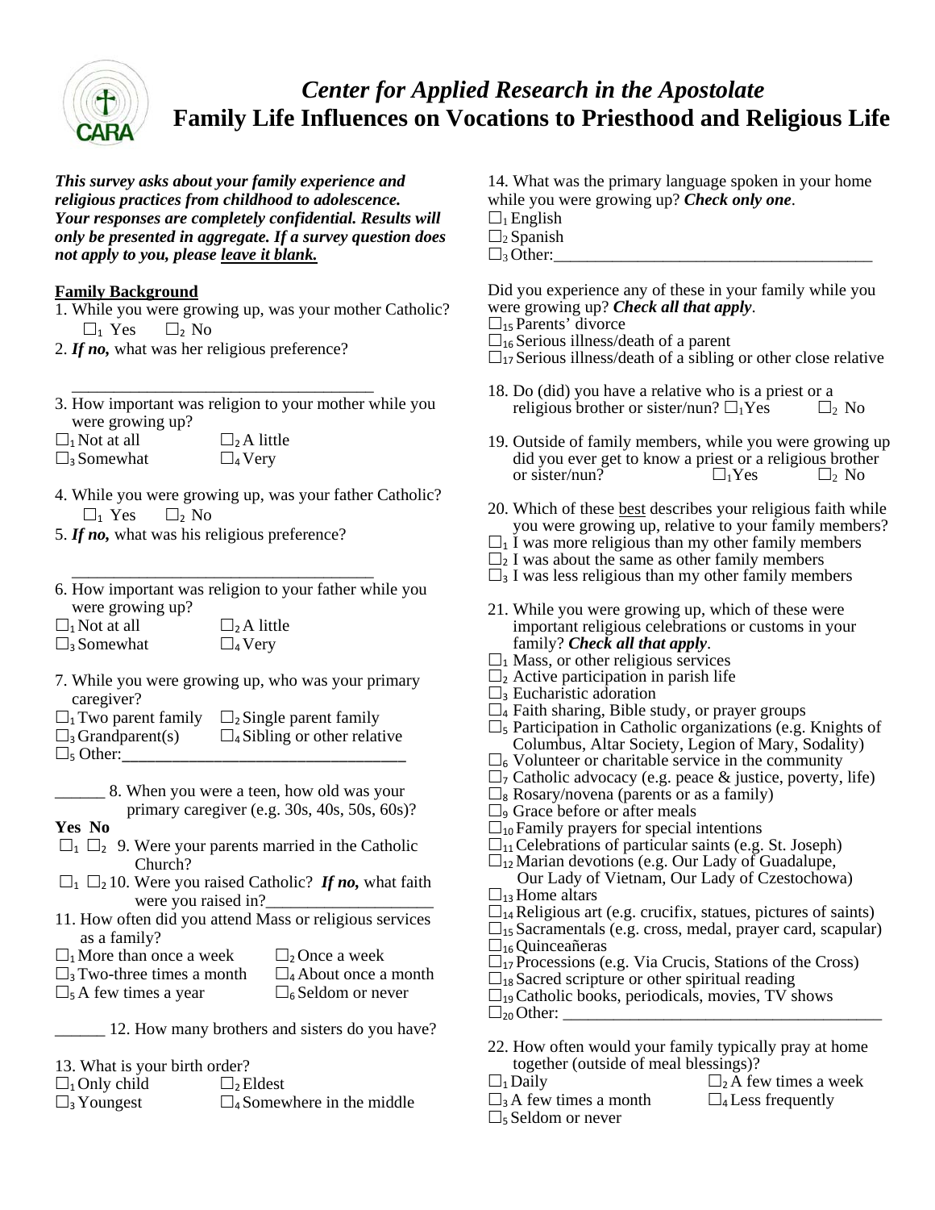# *Center for Applied Research in the Apostolate*
# Family Life Influences on Vocations to Priesthood and Religious Life

***This survey asks about your family experience and religious practices from childhood to adolescence. Your responses are completely confidential. Results will only be presented in aggregate. If a survey question does not apply to you, please <u>leave it blank.</u>***

**<u>Family Background</u>**

1. While you were growing up, was your mother Catholic?
   ☐1 Yes  ☐2 No
2. ***If no,*** what was her religious preference?

   ____________________________________
3. How important was religion to your mother while you were growing up?
   ☐1 Not at all  ☐2 A little
   ☐3 Somewhat  ☐4 Very
4. While you were growing up, was your father Catholic?
   ☐1 Yes  ☐2 No
5. ***If no,*** what was his religious preference?

   ____________________________________
6. How important was religion to your father while you were growing up?
   ☐1 Not at all  ☐2 A little
   ☐3 Somewhat  ☐4 Very
7. While you were growing up, who was your primary caregiver?
   ☐1 Two parent family  ☐2 Single parent family
   ☐3 Grandparent(s)  ☐4 Sibling or other relative
   ☐5 Other:_________________________________

______ 8. When you were a teen, how old was your primary caregiver (e.g. 30s, 40s, 50s, 60s)?

**Yes No**
☐1 ☐2 9. Were your parents married in the Catholic Church?
☐1 ☐2 10. Were you raised Catholic? ***If no,*** what faith were you raised in?____________________

11. How often did you attend Mass or religious services as a family?
   ☐1 More than once a week  ☐2 Once a week
   ☐3 Two-three times a month  ☐4 About once a month
   ☐5 A few times a year  ☐6 Seldom or never

______ 12. How many brothers and sisters do you have?

13. What is your birth order?
   ☐1 Only child  ☐2 Eldest
   ☐3 Youngest  ☐4 Somewhere in the middle

14. What was the primary language spoken in your home while you were growing up? ***Check only one***.
   ☐1 English
   ☐2 Spanish
   ☐3 Other:_______________________________________

Did you experience any of these in your family while you were growing up? ***Check all that apply***.
☐15 Parents' divorce
☐16 Serious illness/death of a parent
☐17 Serious illness/death of a sibling or other close relative

18. Do (did) you have a relative who is a priest or a religious brother or sister/nun? ☐1Yes  ☐2 No
19. Outside of family members, while you were growing up did you ever get to know a priest or a religious brother or sister/nun?  ☐1Yes  ☐2 No
20. Which of these <u>best</u> describes your religious faith while you were growing up, relative to your family members?
   ☐1 I was more religious than my other family members
   ☐2 I was about the same as other family members
   ☐3 I was less religious than my other family members
21. While you were growing up, which of these were important religious celebrations or customs in your family? ***Check all that apply***.
   ☐1 Mass, or other religious services
   ☐2 Active participation in parish life
   ☐3 Eucharistic adoration
   ☐4 Faith sharing, Bible study, or prayer groups
   ☐5 Participation in Catholic organizations (e.g. Knights of Columbus, Altar Society, Legion of Mary, Sodality)
   ☐6 Volunteer or charitable service in the community
   ☐7 Catholic advocacy (e.g. peace & justice, poverty, life)
   ☐8 Rosary/novena (parents or as a family)
   ☐9 Grace before or after meals
   ☐10 Family prayers for special intentions
   ☐11 Celebrations of particular saints (e.g. St. Joseph)
   ☐12 Marian devotions (e.g. Our Lady of Guadalupe, Our Lady of Vietnam, Our Lady of Czestochowa)
   ☐13 Home altars
   ☐14 Religious art (e.g. crucifix, statues, pictures of saints)
   ☐15 Sacramentals (e.g. cross, medal, prayer card, scapular)
   ☐16 Quinceañeras
   ☐17 Processions (e.g. Via Crucis, Stations of the Cross)
   ☐18 Sacred scripture or other spiritual reading
   ☐19 Catholic books, periodicals, movies, TV shows
   ☐20 Other: _______________________________________
22. How often would your family typically pray at home together (outside of meal blessings)?
   ☐1 Daily  ☐2 A few times a week
   ☐3 A few times a month  ☐4 Less frequently
   ☐5 Seldom or never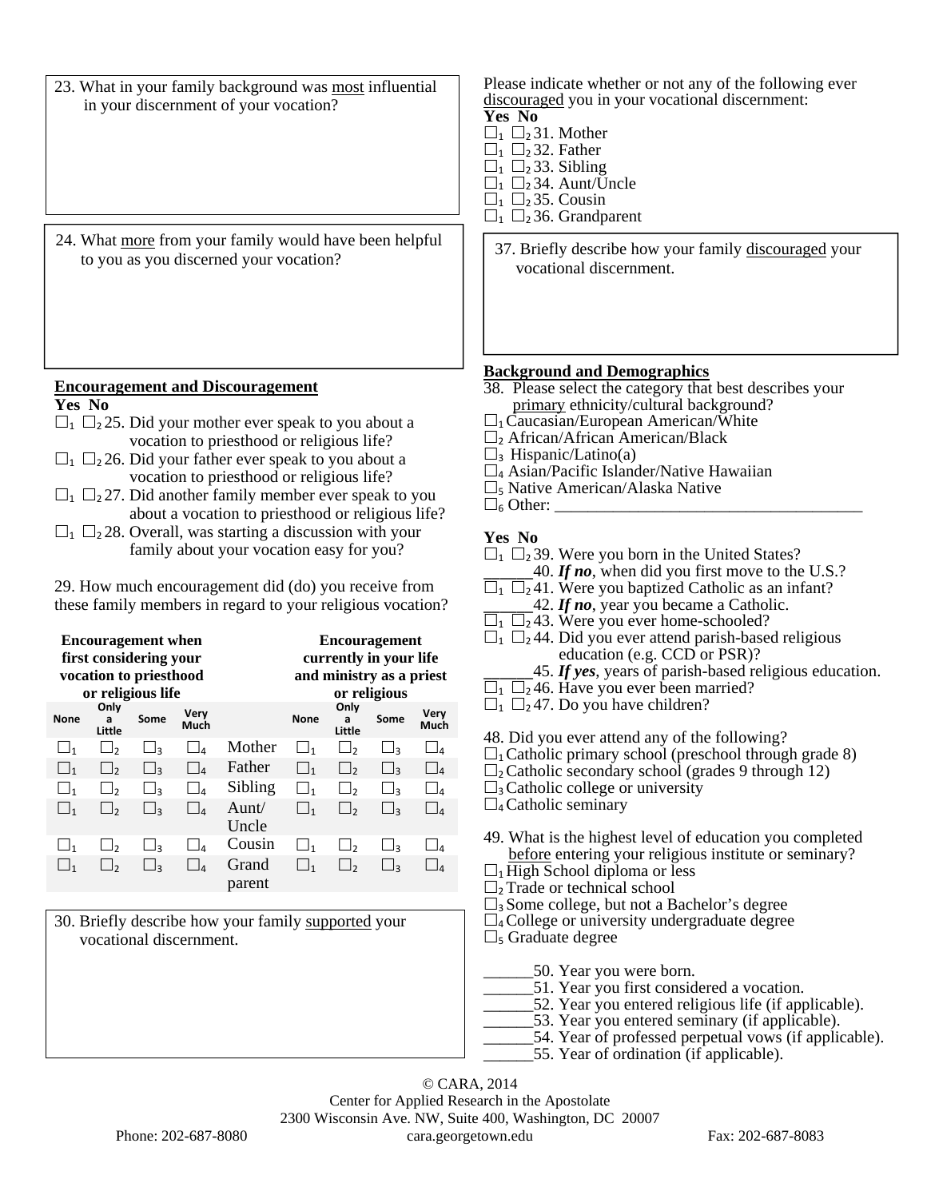23. What in your family background was most influential in your discernment of your vocation?

24. What more from your family would have been helpful to you as you discerned your vocation?

**Encouragement and Discouragement**

**Yes No**

- ☐1 ☐2 25. Did your mother ever speak to you about a vocation to priesthood or religious life?
- ☐1 ☐2 26. Did your father ever speak to you about a vocation to priesthood or religious life?
- ☐1 ☐2 27. Did another family member ever speak to you about a vocation to priesthood or religious life?
- ☐1 ☐2 28. Overall, was starting a discussion with your family about your vocation easy for you?

29. How much encouragement did (do) you receive from these family members in regard to your religious vocation?

| **Encouragement when first considering your vocation to priesthood or religious life** | | | | | **Encouragement currently in your life and ministry as a priest or religious** | | | |
|---|---|---|---|---|---|---|---|---|
| None | Only a Little | Some | Very Much | | None | Only a Little | Some | Very Much |
| ☐1 | ☐2 | ☐3 | ☐4 | Mother | ☐1 | ☐2 | ☐3 | ☐4 |
| ☐1 | ☐2 | ☐3 | ☐4 | Father | ☐1 | ☐2 | ☐3 | ☐4 |
| ☐1 | ☐2 | ☐3 | ☐4 | Sibling | ☐1 | ☐2 | ☐3 | ☐4 |
| ☐1 | ☐2 | ☐3 | ☐4 | Aunt/ Uncle | ☐1 | ☐2 | ☐3 | ☐4 |
| ☐1 | ☐2 | ☐3 | ☐4 | Cousin | ☐1 | ☐2 | ☐3 | ☐4 |
| ☐1 | ☐2 | ☐3 | ☐4 | Grand parent | ☐1 | ☐2 | ☐3 | ☐4 |

30. Briefly describe how your family supported your vocational discernment.

Please indicate whether or not any of the following ever discouraged you in your vocational discernment:

**Yes No**

- ☐1 ☐2 31. Mother
- ☐1 ☐2 32. Father
- ☐1 ☐2 33. Sibling
- ☐1 ☐2 34. Aunt/Uncle
- ☐1 ☐2 35. Cousin
- ☐1 ☐2 36. Grandparent

37. Briefly describe how your family discouraged your vocational discernment.

**Background and Demographics**

38. Please select the category that best describes your primary ethnicity/cultural background?

- ☐1 Caucasian/European American/White
- ☐2 African/African American/Black
- ☐3 Hispanic/Latino(a)
- ☐4 Asian/Pacific Islander/Native Hawaiian
- ☐5 Native American/Alaska Native
- ☐6 Other: ______________________________________

**Yes No**

- ☐1 ☐2 39. Were you born in the United States?
- ______40. ***If no***, when did you first move to the U.S.?
- ☐1 ☐2 41. Were you baptized Catholic as an infant?
- ______42. ***If no***, year you became a Catholic.
- ☐1 ☐2 43. Were you ever home-schooled?
- ☐1 ☐2 44. Did you ever attend parish-based religious education (e.g. CCD or PSR)?
- ______45. ***If yes***, years of parish-based religious education.
- ☐1 ☐2 46. Have you ever been married?
- ☐1 ☐2 47. Do you have children?

48. Did you ever attend any of the following?

- ☐1 Catholic primary school (preschool through grade 8)
- ☐2 Catholic secondary school (grades 9 through 12)
- ☐3 Catholic college or university
- ☐4 Catholic seminary

49. What is the highest level of education you completed before entering your religious institute or seminary?

- ☐1 High School diploma or less
- ☐2 Trade or technical school
- ☐3 Some college, but not a Bachelor's degree
- ☐4 College or university undergraduate degree
- ☐5 Graduate degree

______50. Year you were born.
______51. Year you first considered a vocation.
______52. Year you entered religious life (if applicable).
______53. Year you entered seminary (if applicable).
______54. Year of professed perpetual vows (if applicable).
______55. Year of ordination (if applicable).

© CARA, 2014
Center for Applied Research in the Apostolate
2300 Wisconsin Ave. NW, Suite 400, Washington, DC 20007
Phone: 202-687-8080 cara.georgetown.edu Fax: 202-687-8083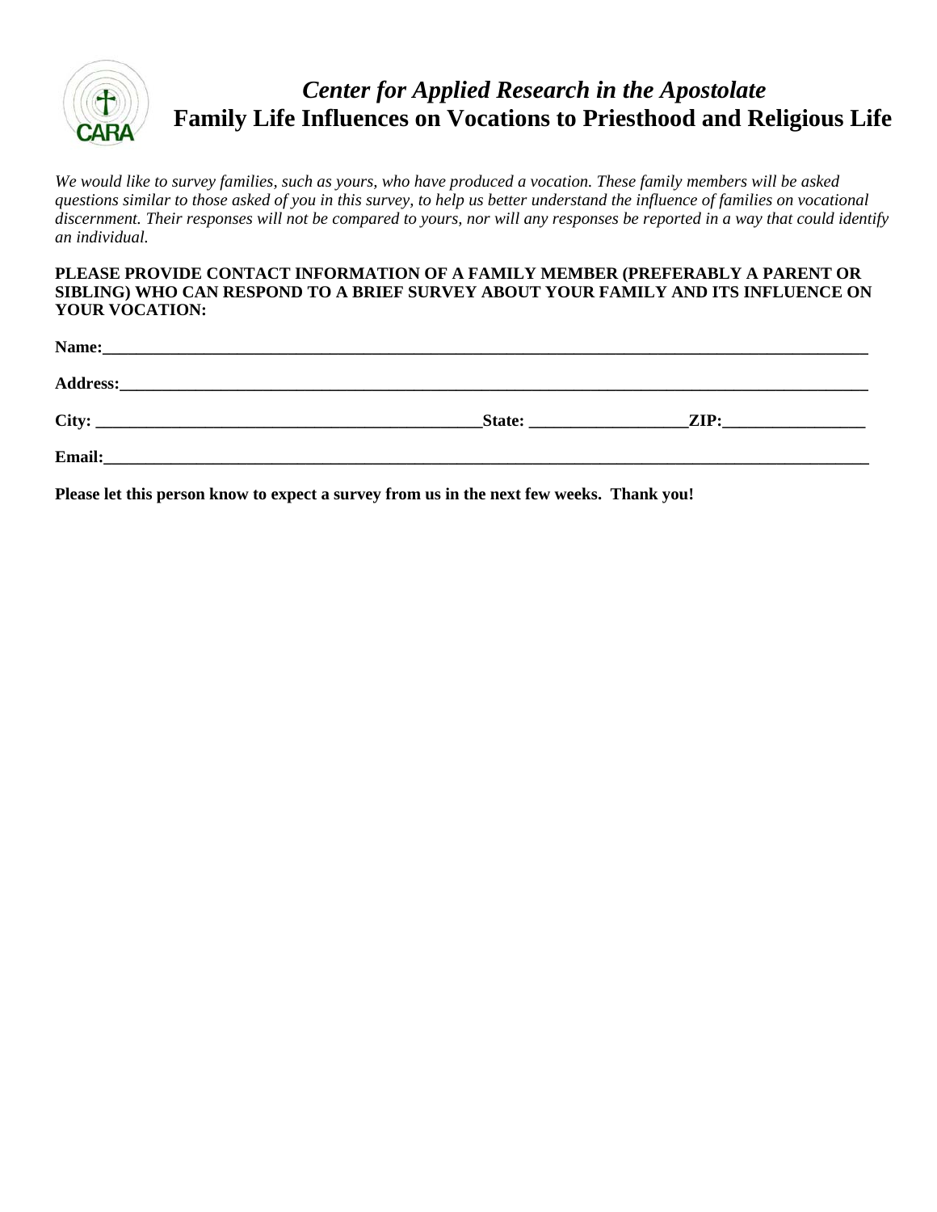# *Center for Applied Research in the Apostolate*
# Family Life Influences on Vocations to Priesthood and Religious Life

*We would like to survey families, such as yours, who have produced a vocation. These family members will be asked questions similar to those asked of you in this survey, to help us better understand the influence of families on vocational discernment. Their responses will not be compared to yours, nor will any responses be reported in a way that could identify an individual.*

**PLEASE PROVIDE CONTACT INFORMATION OF A FAMILY MEMBER (PREFERABLY A PARENT OR SIBLING) WHO CAN RESPOND TO A BRIEF SURVEY ABOUT YOUR FAMILY AND ITS INFLUENCE ON YOUR VOCATION:**

**Name:**_______________________________________________________________________________________

**Address:**_____________________________________________________________________________________

**City:** _______________________________________________**State:** ___________________**ZIP:**_________________

**Email:**_______________________________________________________________________________________

**Please let this person know to expect a survey from us in the next few weeks. Thank you!**